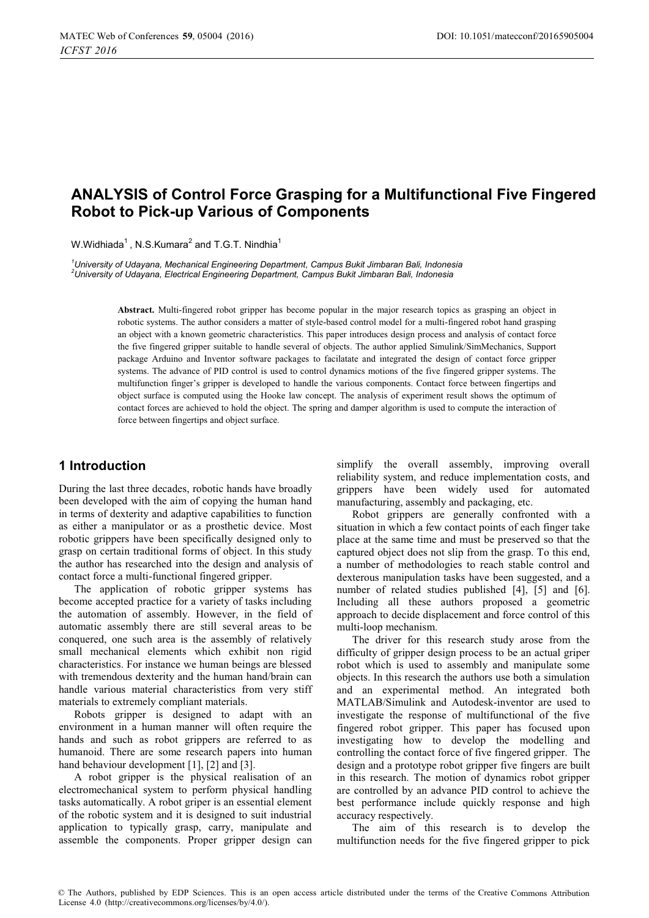# ANALYSIS of Control Force Grasping for a Multifunctional Five Fingered Robot to Pick-up Various of Components

W.Widhiada[1] , N.S.Kumara[2] and T.G.T. Nindhia[1]

[1]*University of Udayana, Mechanical Engineering Department, Campus Bukit Jimbaran Bali, Indonesia*
[2]*University of Udayana, Electrical Engineering Department, Campus Bukit Jimbaran Bali, Indonesia*

**Abstract.** Multi-fingered robot gripper has become popular in the major research topics as grasping an object in robotic systems. The author considers a matter of style-based control model for a multi-fingered robot hand grasping an object with a known geometric characteristics. This paper introduces design process and analysis of contact force the five fingered gripper suitable to handle several of objects. The author applied Simulink/SimMechanics, Support package Arduino and Inventor software packages to facilatate and integrated the design of contact force gripper systems. The advance of PID control is used to control dynamics motions of the five fingered gripper systems. The multifunction finger's gripper is developed to handle the various components. Contact force between fingertips and object surface is computed using the Hooke law concept. The analysis of experiment result shows the optimum of contact forces are achieved to hold the object. The spring and damper algorithm is used to compute the interaction of force between fingertips and object surface.

## 1 Introduction

During the last three decades, robotic hands have broadly been developed with the aim of copying the human hand in terms of dexterity and adaptive capabilities to function as either a manipulator or as a prosthetic device. Most robotic grippers have been specifically designed only to grasp on certain traditional forms of object. In this study the author has researched into the design and analysis of contact force a multi-functional fingered gripper.

The application of robotic gripper systems has become accepted practice for a variety of tasks including the automation of assembly. However, in the field of automatic assembly there are still several areas to be conquered, one such area is the assembly of relatively small mechanical elements which exhibit non rigid characteristics. For instance we human beings are blessed with tremendous dexterity and the human hand/brain can handle various material characteristics from very stiff materials to extremely compliant materials.

Robots gripper is designed to adapt with an environment in a human manner will often require the hands and such as robot grippers are referred to as humanoid. There are some research papers into human hand behaviour development [1], [2] and [3].

A robot gripper is the physical realisation of an electromechanical system to perform physical handling tasks automatically. A robot griper is an essential element of the robotic system and it is designed to suit industrial application to typically grasp, carry, manipulate and assemble the components. Proper gripper design can simplify the overall assembly, improving overall reliability system, and reduce implementation costs, and grippers have been widely used for automated manufacturing, assembly and packaging, etc.

Robot grippers are generally confronted with a situation in which a few contact points of each finger take place at the same time and must be preserved so that the captured object does not slip from the grasp. To this end, a number of methodologies to reach stable control and dexterous manipulation tasks have been suggested, and a number of related studies published [4], [5] and [6]. Including all these authors proposed a geometric approach to decide displacement and force control of this multi-loop mechanism.

The driver for this research study arose from the difficulty of gripper design process to be an actual griper robot which is used to assembly and manipulate some objects. In this research the authors use both a simulation and an experimental method. An integrated both MATLAB/Simulink and Autodesk-inventor are used to investigate the response of multifunctional of the five fingered robot gripper. This paper has focused upon investigating how to develop the modelling and controlling the contact force of five fingered gripper. The design and a prototype robot gripper five fingers are built in this research. The motion of dynamics robot gripper are controlled by an advance PID control to achieve the best performance include quickly response and high accuracy respectively.

The aim of this research is to develop the multifunction needs for the five fingered gripper to pick

© The Authors, published by EDP Sciences. This is an open access article distributed under the terms of the Creative Commons Attribution License 4.0 (http://creativecommons.org/licenses/by/4.0/).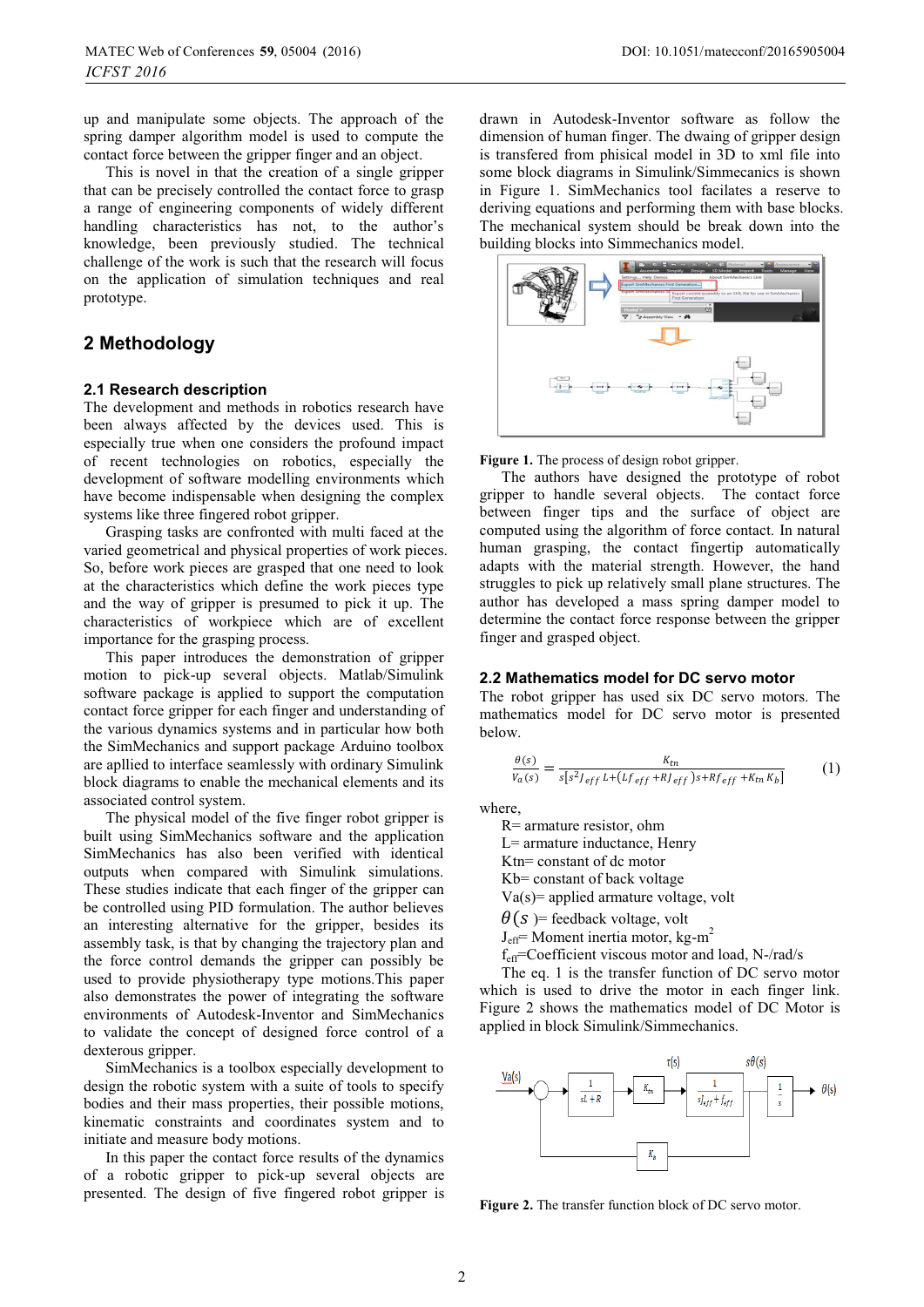up and manipulate some objects. The approach of the spring damper algorithm model is used to compute the contact force between the gripper finger and an object.

This is novel in that the creation of a single gripper that can be precisely controlled the contact force to grasp a range of engineering components of widely different handling characteristics has not, to the author's knowledge, been previously studied. The technical challenge of the work is such that the research will focus on the application of simulation techniques and real prototype.

## 2 Methodology

### 2.1 Research description

The development and methods in robotics research have been always affected by the devices used. This is especially true when one considers the profound impact of recent technologies on robotics, especially the development of software modelling environments which have become indispensable when designing the complex systems like three fingered robot gripper.

Grasping tasks are confronted with multi faced at the varied geometrical and physical properties of work pieces. So, before work pieces are grasped that one need to look at the characteristics which define the work pieces type and the way of gripper is presumed to pick it up. The characteristics of workpiece which are of excellent importance for the grasping process.

This paper introduces the demonstration of gripper motion to pick-up several objects. Matlab/Simulink software package is applied to support the computation contact force gripper for each finger and understanding of the various dynamics systems and in particular how both the SimMechanics and support package Arduino toolbox are apllied to interface seamlessly with ordinary Simulink block diagrams to enable the mechanical elements and its associated control system.

The physical model of the five finger robot gripper is built using SimMechanics software and the application SimMechanics has also been verified with identical outputs when compared with Simulink simulations. These studies indicate that each finger of the gripper can be controlled using PID formulation. The author believes an interesting alternative for the gripper, besides its assembly task, is that by changing the trajectory plan and the force control demands the gripper can possibly be used to provide physiotherapy type motions.This paper also demonstrates the power of integrating the software environments of Autodesk-Inventor and SimMechanics to validate the concept of designed force control of a dexterous gripper.

SimMechanics is a toolbox especially development to design the robotic system with a suite of tools to specify bodies and their mass properties, their possible motions, kinematic constraints and coordinates system and to initiate and measure body motions.

In this paper the contact force results of the dynamics of a robotic gripper to pick-up several objects are presented. The design of five fingered robot gripper is drawn in Autodesk-Inventor software as follow the dimension of human finger. The dwaing of gripper design is transfered from phisical model in 3D to xml file into some block diagrams in Simulink/Simmecanics is shown in Figure 1. SimMechanics tool facilates a reserve to deriving equations and performing them with base blocks. The mechanical system should be break down into the building blocks into Simmechanics model.

**Figure 1.** The process of design robot gripper.

The authors have designed the prototype of robot gripper to handle several objects. The contact force between finger tips and the surface of object are computed using the algorithm of force contact. In natural human grasping, the contact fingertip automatically adapts with the material strength. However, the hand struggles to pick up relatively small plane structures. The author has developed a mass spring damper model to determine the contact force response between the gripper finger and grasped object.

### 2.2 Mathematics model for DC servo motor

The robot gripper has used six DC servo motors. The mathematics model for DC servo motor is presented below.

$$\frac{\theta(s)}{V_a(s)} = \frac{K_{tn}}{s[s^2 J_{eff}\, L + (Lf_{eff} + RJ_{eff})s + Rf_{eff} + K_{tn} K_b]} \quad (1)$$

where,

R= armature resistor, ohm

L= armature inductance, Henry

Ktn= constant of dc motor

Kb= constant of back voltage

Va(s)= applied armature voltage, volt

$\theta(s)$= feedback voltage, volt

$J_{eff}$= Moment inertia motor, kg-m$^2$

$f_{eff}$=Coefficient viscous motor and load, N-/rad/s

The eq. 1 is the transfer function of DC servo motor which is used to drive the motor in each finger link. Figure 2 shows the mathematics model of DC Motor is applied in block Simulink/Simmechanics.

**Figure 2.** The transfer function block of DC servo motor.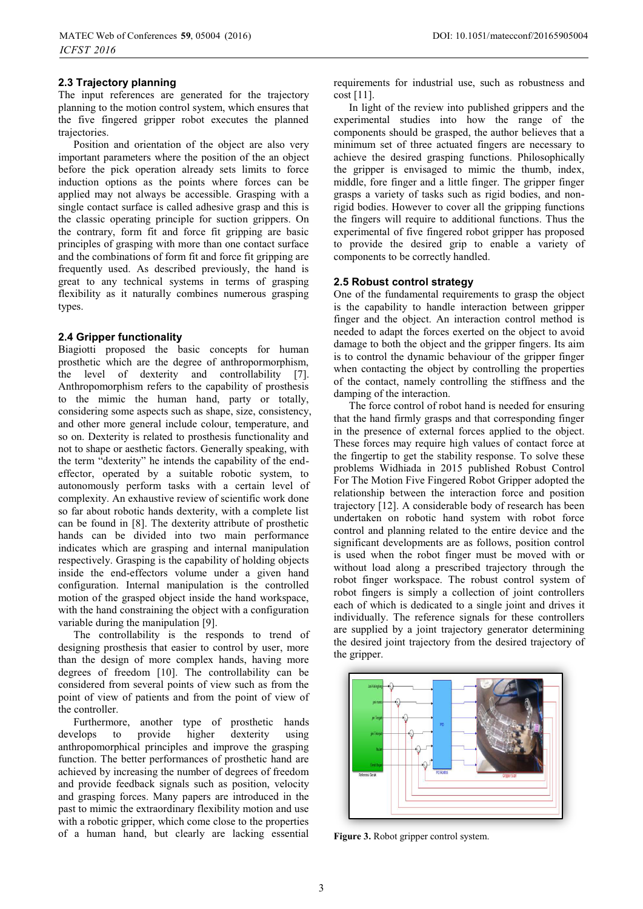## 2.3 Trajectory planning

The input references are generated for the trajectory planning to the motion control system, which ensures that the five fingered gripper robot executes the planned trajectories.

Position and orientation of the object are also very important parameters where the position of the an object before the pick operation already sets limits to force induction options as the points where forces can be applied may not always be accessible. Grasping with a single contact surface is called adhesive grasp and this is the classic operating principle for suction grippers. On the contrary, form fit and force fit gripping are basic principles of grasping with more than one contact surface and the combinations of form fit and force fit gripping are frequently used. As described previously, the hand is great to any technical systems in terms of grasping flexibility as it naturally combines numerous grasping types.

## 2.4 Gripper functionality

Biagiotti proposed the basic concepts for human prosthetic which are the degree of anthropormorphism, the level of dexterity and controllability [7]. Anthropomorphism refers to the capability of prosthesis to the mimic the human hand, party or totally, considering some aspects such as shape, size, consistency, and other more general include colour, temperature, and so on. Dexterity is related to prosthesis functionality and not to shape or aesthetic factors. Generally speaking, with the term "dexterity" he intends the capability of the end-effector, operated by a suitable robotic system, to autonomously perform tasks with a certain level of complexity. An exhaustive review of scientific work done so far about robotic hands dexterity, with a complete list can be found in [8]. The dexterity attribute of prosthetic hands can be divided into two main performance indicates which are grasping and internal manipulation respectively. Grasping is the capability of holding objects inside the end-effectors volume under a given hand configuration. Internal manipulation is the controlled motion of the grasped object inside the hand workspace, with the hand constraining the object with a configuration variable during the manipulation [9].

The controllability is the responds to trend of designing prosthesis that easier to control by user, more than the design of more complex hands, having more degrees of freedom [10]. The controllability can be considered from several points of view such as from the point of view of patients and from the point of view of the controller.

Furthermore, another type of prosthetic hands develops to provide higher dexterity using anthropomorphical principles and improve the grasping function. The better performances of prosthetic hand are achieved by increasing the number of degrees of freedom and provide feedback signals such as position, velocity and grasping forces. Many papers are introduced in the past to mimic the extraordinary flexibility motion and use with a robotic gripper, which come close to the properties of a human hand, but clearly are lacking essential requirements for industrial use, such as robustness and cost [11].

In light of the review into published grippers and the experimental studies into how the range of the components should be grasped, the author believes that a minimum set of three actuated fingers are necessary to achieve the desired grasping functions. Philosophically the gripper is envisaged to mimic the thumb, index, middle, fore finger and a little finger. The gripper finger grasps a variety of tasks such as rigid bodies, and non-rigid bodies. However to cover all the gripping functions the fingers will require to additional functions. Thus the experimental of five fingered robot gripper has proposed to provide the desired grip to enable a variety of components to be correctly handled.

## 2.5 Robust control strategy

One of the fundamental requirements to grasp the object is the capability to handle interaction between gripper finger and the object. An interaction control method is needed to adapt the forces exerted on the object to avoid damage to both the object and the gripper fingers. Its aim is to control the dynamic behaviour of the gripper finger when contacting the object by controlling the properties of the contact, namely controlling the stiffness and the damping of the interaction.

The force control of robot hand is needed for ensuring that the hand firmly grasps and that corresponding finger in the presence of external forces applied to the object. These forces may require high values of contact force at the fingertip to get the stability response. To solve these problems Widhiada in 2015 published Robust Control For The Motion Five Fingered Robot Gripper adopted the relationship between the interaction force and position trajectory [12]. A considerable body of research has been undertaken on robotic hand system with robot force control and planning related to the entire device and the significant developments are as follows, position control is used when the robot finger must be moved with or without load along a prescribed trajectory through the robot finger workspace. The robust control system of robot fingers is simply a collection of joint controllers each of which is dedicated to a single joint and drives it individually. The reference signals for these controllers are supplied by a joint trajectory generator determining the desired joint trajectory from the desired trajectory of the gripper.

**Figure 3.** Robot gripper control system.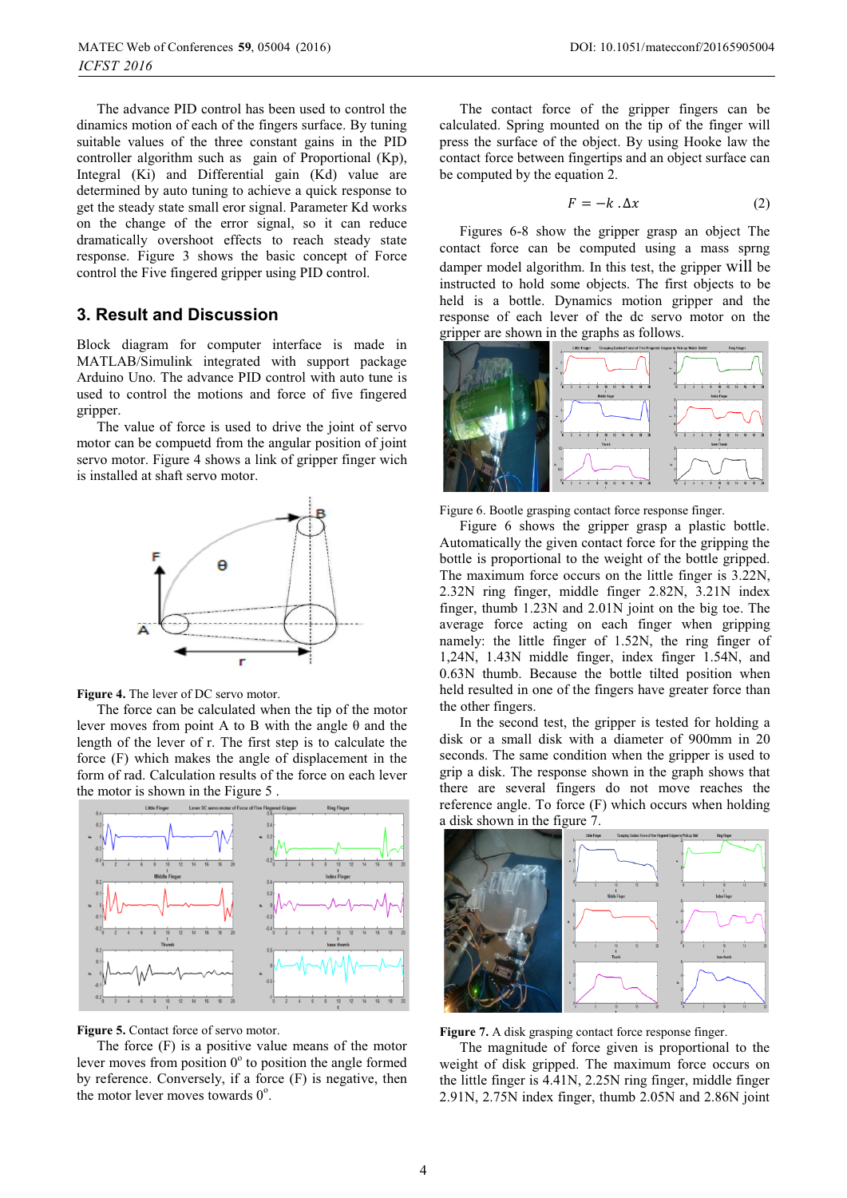The advance PID control has been used to control the dinamics motion of each of the fingers surface. By tuning suitable values of the three constant gains in the PID controller algorithm such as gain of Proportional (Kp), Integral (Ki) and Differential gain (Kd) value are determined by auto tuning to achieve a quick response to get the steady state small eror signal. Parameter Kd works on the change of the error signal, so it can reduce dramatically overshoot effects to reach steady state response. Figure 3 shows the basic concept of Force control the Five fingered gripper using PID control.

## 3. Result and Discussion

Block diagram for computer interface is made in MATLAB/Simulink integrated with support package Arduino Uno. The advance PID control with auto tune is used to control the motions and force of five fingered gripper.

The value of force is used to drive the joint of servo motor can be compuetd from the angular position of joint servo motor. Figure 4 shows a link of gripper finger wich is installed at shaft servo motor.

**Figure 4.** The lever of DC servo motor.

The force can be calculated when the tip of the motor lever moves from point A to B with the angle θ and the length of the lever of r. The first step is to calculate the force (F) which makes the angle of displacement in the form of rad. Calculation results of the force on each lever the motor is shown in the Figure 5 .

**Figure 5.** Contact force of servo motor.

The force (F) is a positive value means of the motor lever moves from position 0° to position the angle formed by reference. Conversely, if a force (F) is negative, then the motor lever moves towards 0°.

The contact force of the gripper fingers can be calculated. Spring mounted on the tip of the finger will press the surface of the object. By using Hooke law the contact force between fingertips and an object surface can be computed by the equation 2.

$$F = -k \,.\Delta x \qquad (2)$$

Figures 6-8 show the gripper grasp an object The contact force can be computed using a mass sprng damper model algorithm. In this test, the gripper will be instructed to hold some objects. The first objects to be held is a bottle. Dynamics motion gripper and the response of each lever of the dc servo motor on the gripper are shown in the graphs as follows.

Figure 6. Bootle grasping contact force response finger.

Figure 6 shows the gripper grasp a plastic bottle. Automatically the given contact force for the gripping the bottle is proportional to the weight of the bottle gripped. The maximum force occurs on the little finger is 3.22N, 2.32N ring finger, middle finger 2.82N, 3.21N index finger, thumb 1.23N and 2.01N joint on the big toe. The average force acting on each finger when gripping namely: the little finger of 1.52N, the ring finger of 1,24N, 1.43N middle finger, index finger 1.54N, and 0.63N thumb. Because the bottle tilted position when held resulted in one of the fingers have greater force than the other fingers.

In the second test, the gripper is tested for holding a disk or a small disk with a diameter of 900mm in 20 seconds. The same condition when the gripper is used to grip a disk. The response shown in the graph shows that there are several fingers do not move reaches the reference angle. To force (F) which occurs when holding a disk shown in the figure 7.

**Figure 7.** A disk grasping contact force response finger.

The magnitude of force given is proportional to the weight of disk gripped. The maximum force occurs on the little finger is 4.41N, 2.25N ring finger, middle finger 2.91N, 2.75N index finger, thumb 2.05N and 2.86N joint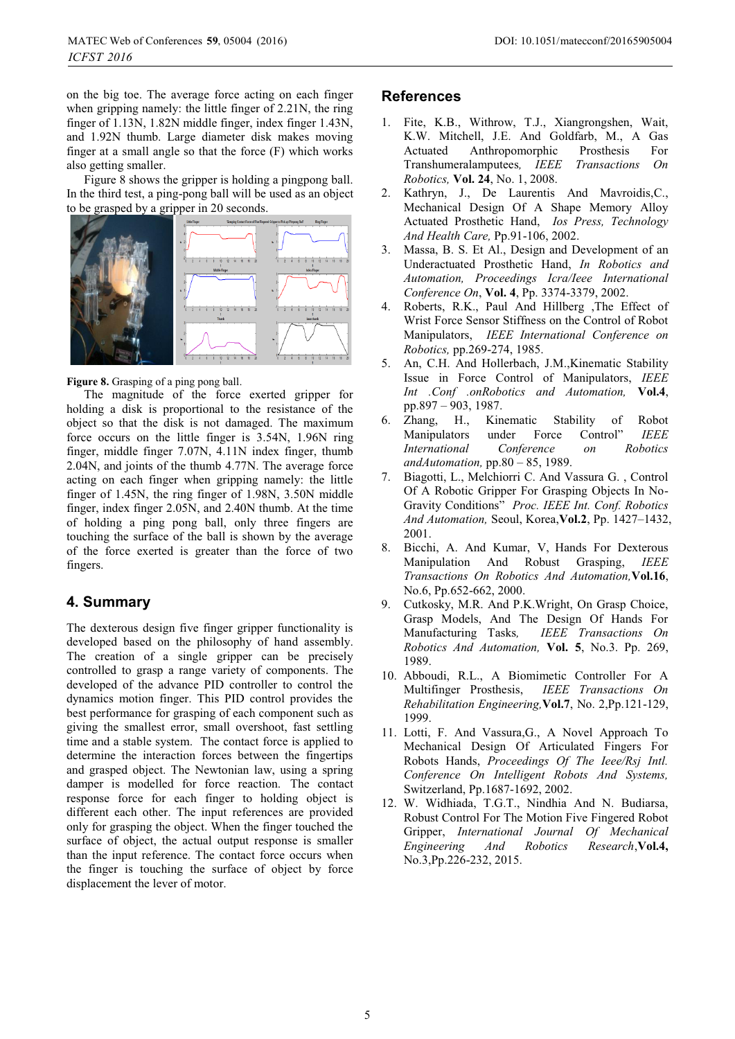on the big toe. The average force acting on each finger when gripping namely: the little finger of 2.21N, the ring finger of 1.13N, 1.82N middle finger, index finger 1.43N, and 1.92N thumb. Large diameter disk makes moving finger at a small angle so that the force (F) which works also getting smaller.

Figure 8 shows the gripper is holding a pingpong ball. In the third test, a ping-pong ball will be used as an object to be grasped by a gripper in 20 seconds.

**Figure 8.** Grasping of a ping pong ball.

The magnitude of the force exerted gripper for holding a disk is proportional to the resistance of the object so that the disk is not damaged. The maximum force occurs on the little finger is 3.54N, 1.96N ring finger, middle finger 7.07N, 4.11N index finger, thumb 2.04N, and joints of the thumb 4.77N. The average force acting on each finger when gripping namely: the little finger of 1.45N, the ring finger of 1.98N, 3.50N middle finger, index finger 2.05N, and 2.40N thumb. At the time of holding a ping pong ball, only three fingers are touching the surface of the ball is shown by the average of the force exerted is greater than the force of two fingers.

## 4. Summary

The dexterous design five finger gripper functionality is developed based on the philosophy of hand assembly. The creation of a single gripper can be precisely controlled to grasp a range variety of components. The developed of the advance PID controller to control the dynamics motion finger. This PID control provides the best performance for grasping of each component such as giving the smallest error, small overshoot, fast settling time and a stable system. The contact force is applied to determine the interaction forces between the fingertips and grasped object. The Newtonian law, using a spring damper is modelled for force reaction. The contact response force for each finger to holding object is different each other. The input references are provided only for grasping the object. When the finger touched the surface of object, the actual output response is smaller than the input reference. The contact force occurs when the finger is touching the surface of object by force displacement the lever of motor.

## References

1. Fite, K.B., Withrow, T.J., Xiangrongshen, Wait, K.W. Mitchell, J.E. And Goldfarb, M., A Gas Actuated Anthropomorphic Prosthesis For Transhumeralamputees, *IEEE Transactions On Robotics,* **Vol. 24**, No. 1, 2008.
2. Kathryn, J., De Laurentis And Mavroidis,C., Mechanical Design Of A Shape Memory Alloy Actuated Prosthetic Hand, *Ios Press, Technology And Health Care,* Pp.91-106, 2002.
3. Massa, B. S. Et Al., Design and Development of an Underactuated Prosthetic Hand, *In Robotics and Automation, Proceedings Icra/Ieee International Conference On*, **Vol. 4**, Pp. 3374-3379, 2002.
4. Roberts, R.K., Paul And Hillberg ,The Effect of Wrist Force Sensor Stiffness on the Control of Robot Manipulators, *IEEE International Conference on Robotics,* pp.269-274, 1985.
5. An, C.H. And Hollerbach, J.M.,Kinematic Stability Issue in Force Control of Manipulators, *IEEE Int .Conf .onRobotics and Automation,* **Vol.4**, pp.897 – 903, 1987.
6. Zhang, H., Kinematic Stability of Robot Manipulators under Force Control" *IEEE International Conference on Robotics andAutomation,* pp.80 – 85, 1989.
7. Biagotti, L., Melchiorri C. And Vassura G. , Control Of A Robotic Gripper For Grasping Objects In No-Gravity Conditions" *Proc. IEEE Int. Conf. Robotics And Automation,* Seoul, Korea,**Vol.2**, Pp. 1427–1432, 2001.
8. Bicchi, A. And Kumar, V, Hands For Dexterous Manipulation And Robust Grasping, *IEEE Transactions On Robotics And Automation,***Vol.16**, No.6, Pp.652-662, 2000.
9. Cutkosky, M.R. And P.K.Wright, On Grasp Choice, Grasp Models, And The Design Of Hands For Manufacturing Tasks, *IEEE Transactions On Robotics And Automation,* **Vol. 5**, No.3. Pp. 269, 1989.
10. Abboudi, R.L., A Biomimetic Controller For A Multifinger Prosthesis, *IEEE Transactions On Rehabilitation Engineering,***Vol.7**, No. 2,Pp.121-129, 1999.
11. Lotti, F. And Vassura,G., A Novel Approach To Mechanical Design Of Articulated Fingers For Robots Hands, *Proceedings Of The Ieee/Rsj Intl. Conference On Intelligent Robots And Systems,* Switzerland, Pp.1687-1692, 2002.
12. W. Widhiada, T.G.T., Nindhia And N. Budiarsa, Robust Control For The Motion Five Fingered Robot Gripper, *International Journal Of Mechanical Engineering And Robotics Research,***Vol.4,** No.3,Pp.226-232, 2015.